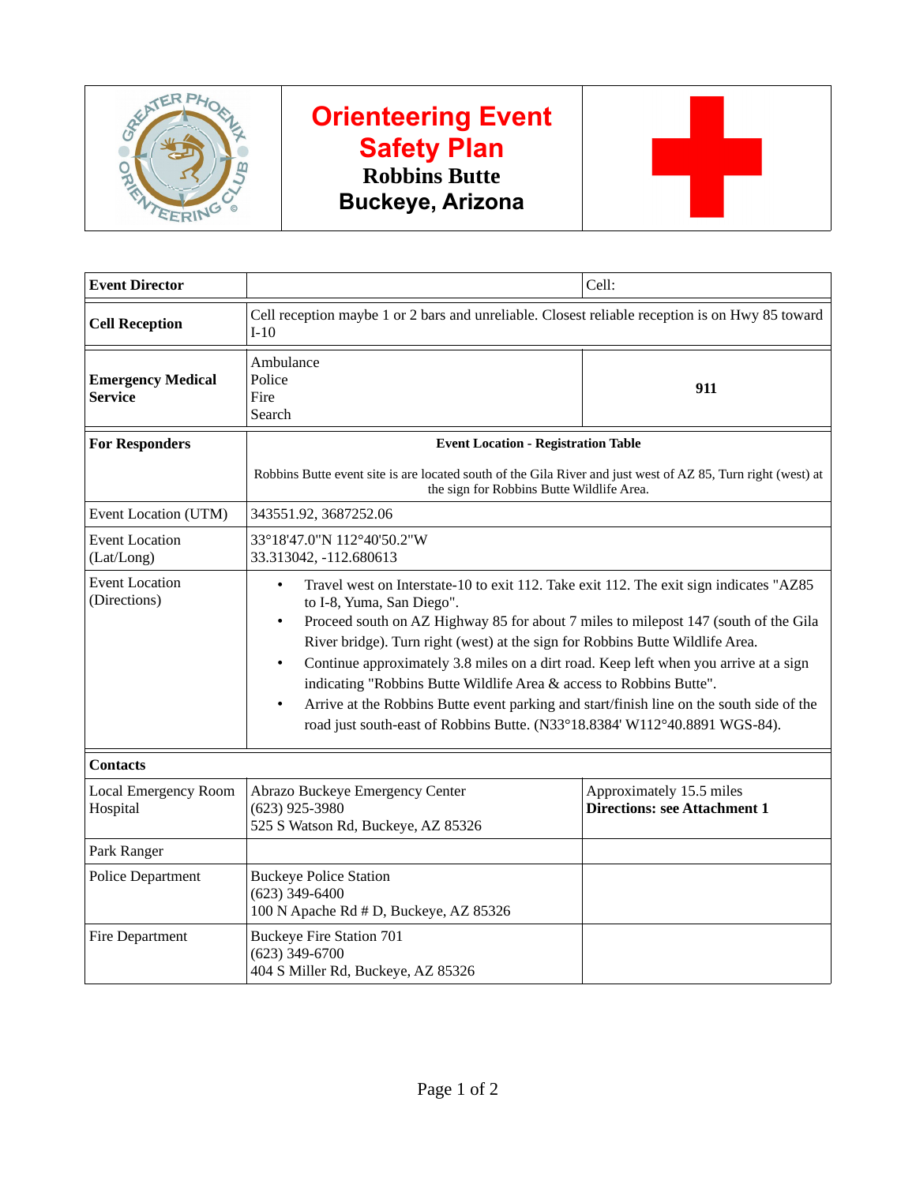# Orienteering Event Safety Plan

## Robbins Butte

## Buckeye, Arizona

| | | |
|---|---|---|
| **Event Director** | | Cell: |
| **Cell Reception** | Cell reception maybe 1 or 2 bars and unreliable. Closest reliable reception is on Hwy 85 toward I-10 | |
| **Emergency Medical Service** | Ambulance<br>Police<br>Fire<br>Search | **911** |
| **For Responders** | **Event Location - Registration Table**<br><br>Robbins Butte event site is are located south of the Gila River and just west of AZ 85, Turn right (west) at the sign for Robbins Butte Wildlife Area. | |
| Event Location (UTM) | 343551.92, 3687252.06 | |
| Event Location (Lat/Long) | 33°18'47.0"N 112°40'50.2"W<br>33.313042, -112.680613 | |
| Event Location (Directions) | • Travel west on Interstate-10 to exit 112. Take exit 112. The exit sign indicates "AZ85 to I-8, Yuma, San Diego".<br>• Proceed south on AZ Highway 85 for about 7 miles to milepost 147 (south of the Gila River bridge). Turn right (west) at the sign for Robbins Butte Wildlife Area.<br>• Continue approximately 3.8 miles on a dirt road. Keep left when you arrive at a sign indicating "Robbins Butte Wildlife Area & access to Robbins Butte".<br>• Arrive at the Robbins Butte event parking and start/finish line on the south side of the road just south-east of Robbins Butte. (N33°18.8384' W112°40.8891 WGS-84). | |
| **Contacts** | | |
| Local Emergency Room Hospital | Abrazo Buckeye Emergency Center<br>(623) 925-3980<br>525 S Watson Rd, Buckeye, AZ 85326 | Approximately 15.5 miles<br>**Directions: see Attachment 1** |
| Park Ranger | | |
| Police Department | Buckeye Police Station<br>(623) 349-6400<br>100 N Apache Rd # D, Buckeye, AZ 85326 | |
| Fire Department | Buckeye Fire Station 701<br>(623) 349-6700<br>404 S Miller Rd, Buckeye, AZ 85326 | |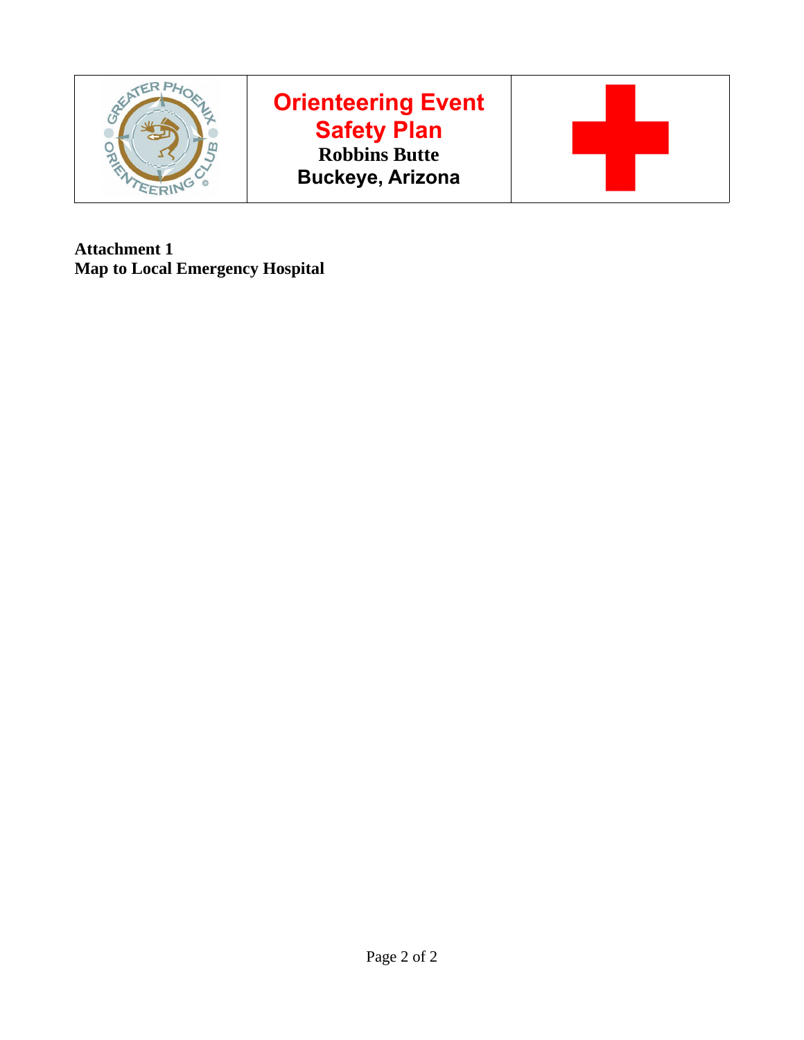| | Orienteering Event Safety Plan<br>**Robbins Butte**<br>**Buckeye, Arizona** | |
|---|---|---|

**Attachment 1**
**Map to Local Emergency Hospital**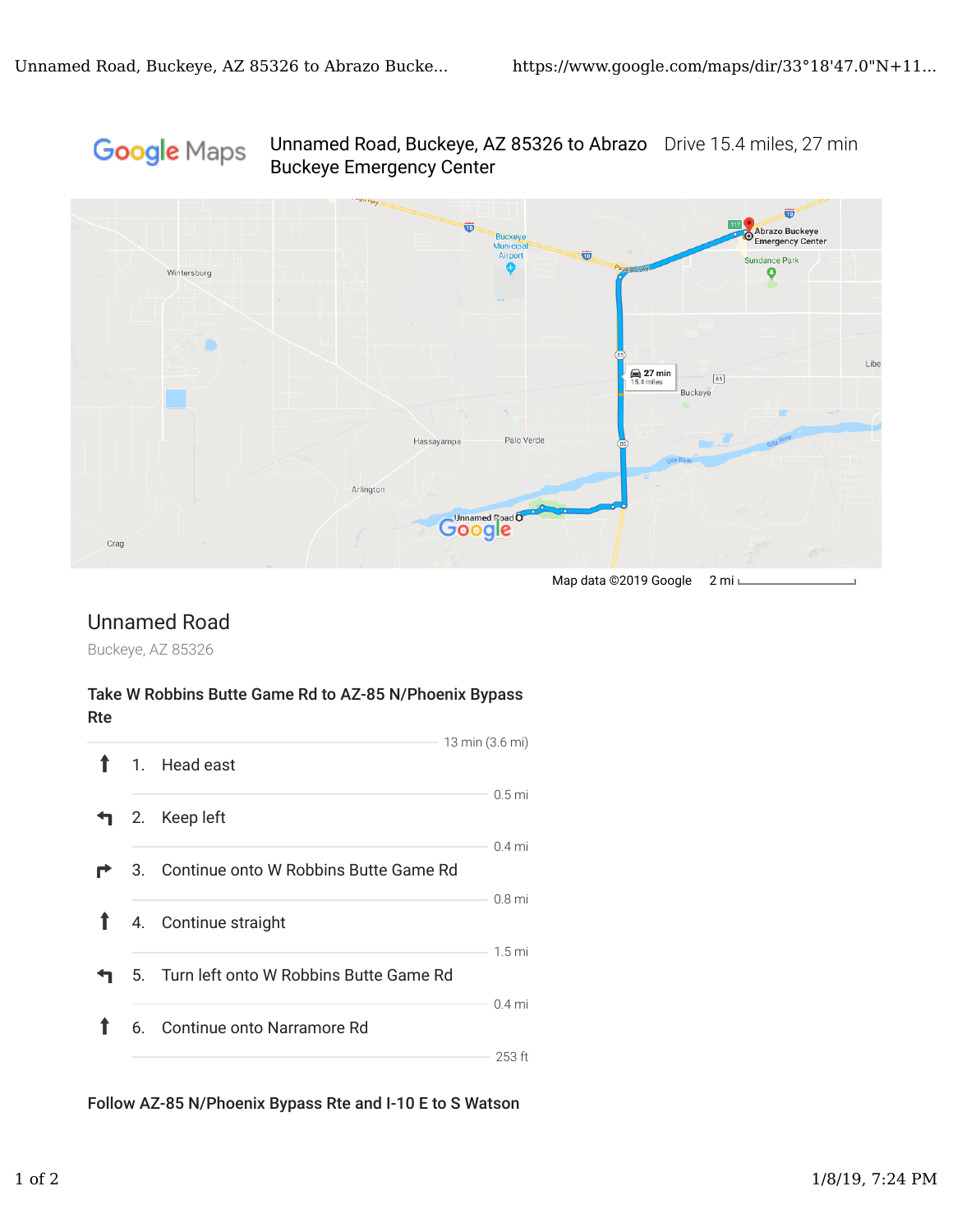Google Maps

Unnamed Road, Buckeye, AZ 85326 to Abrazo Buckeye Emergency Center

Drive 15.4 miles, 27 min

Map data ©2019 Google 2 mi

## Unnamed Road

Buckeye, AZ 85326

**Take W Robbins Butte Game Rd to AZ-85 N/Phoenix Bypass Rte**

13 min (3.6 mi)

1. Head east

0.5 mi

2. Keep left

0.4 mi

3. Continue onto W Robbins Butte Game Rd

0.8 mi

4. Continue straight

1.5 mi

5. Turn left onto W Robbins Butte Game Rd

0.4 mi

6. Continue onto Narramore Rd

253 ft

**Follow AZ-85 N/Phoenix Bypass Rte and I-10 E to S Watson**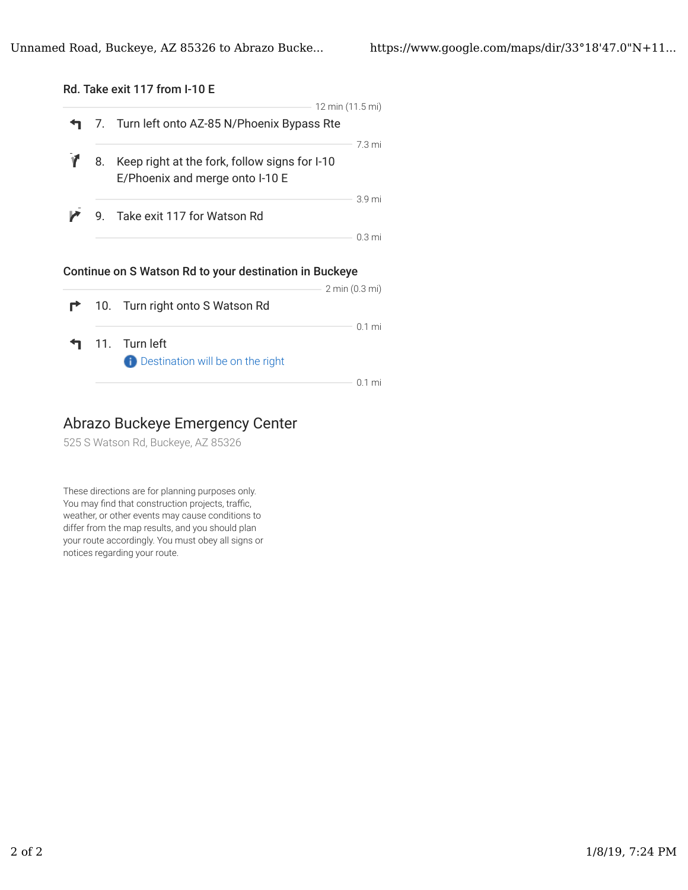**Rd. Take exit 117 from I-10 E**

12 min (11.5 mi)

7. Turn left onto AZ-85 N/Phoenix Bypass Rte

7.3 mi

8. Keep right at the fork, follow signs for I-10 E/Phoenix and merge onto I-10 E

3.9 mi

9. Take exit 117 for Watson Rd

0.3 mi

**Continue on S Watson Rd to your destination in Buckeye**

2 min (0.3 mi)

10. Turn right onto S Watson Rd

0.1 mi

11. Turn left

    Destination will be on the right

0.1 mi

## Abrazo Buckeye Emergency Center

525 S Watson Rd, Buckeye, AZ 85326

These directions are for planning purposes only. You may find that construction projects, traffic, weather, or other events may cause conditions to differ from the map results, and you should plan your route accordingly. You must obey all signs or notices regarding your route.